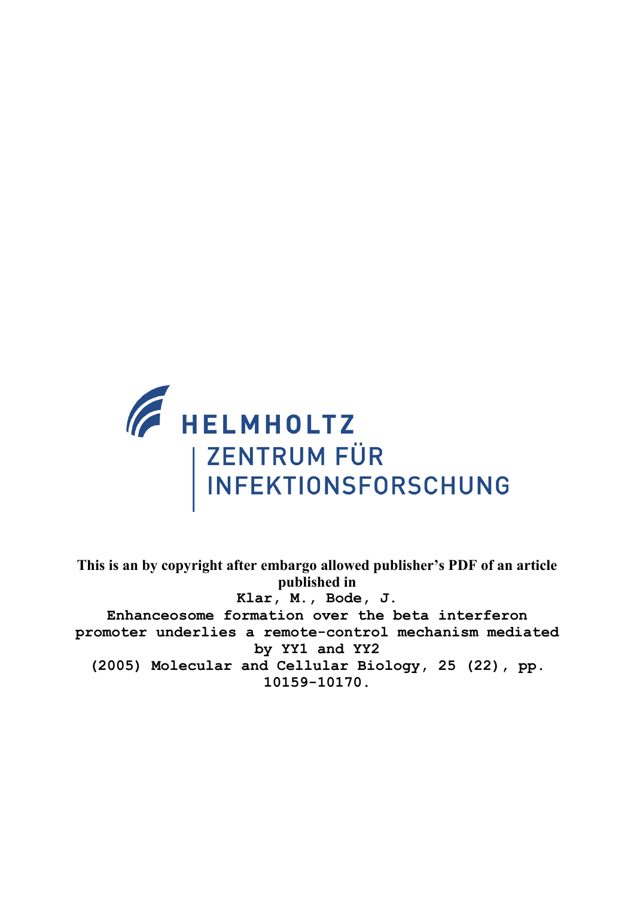HELMHOLTZ

ZENTRUM FÜR INFEKTIONSFORSCHUNG

**This is an by copyright after embargo allowed publisher's PDF of an article published in**

Klar, M., Bode, J.

Enhanceosome formation over the beta interferon promoter underlies a remote-control mechanism mediated by YY1 and YY2

(2005) Molecular and Cellular Biology, 25 (22), pp. 10159-10170.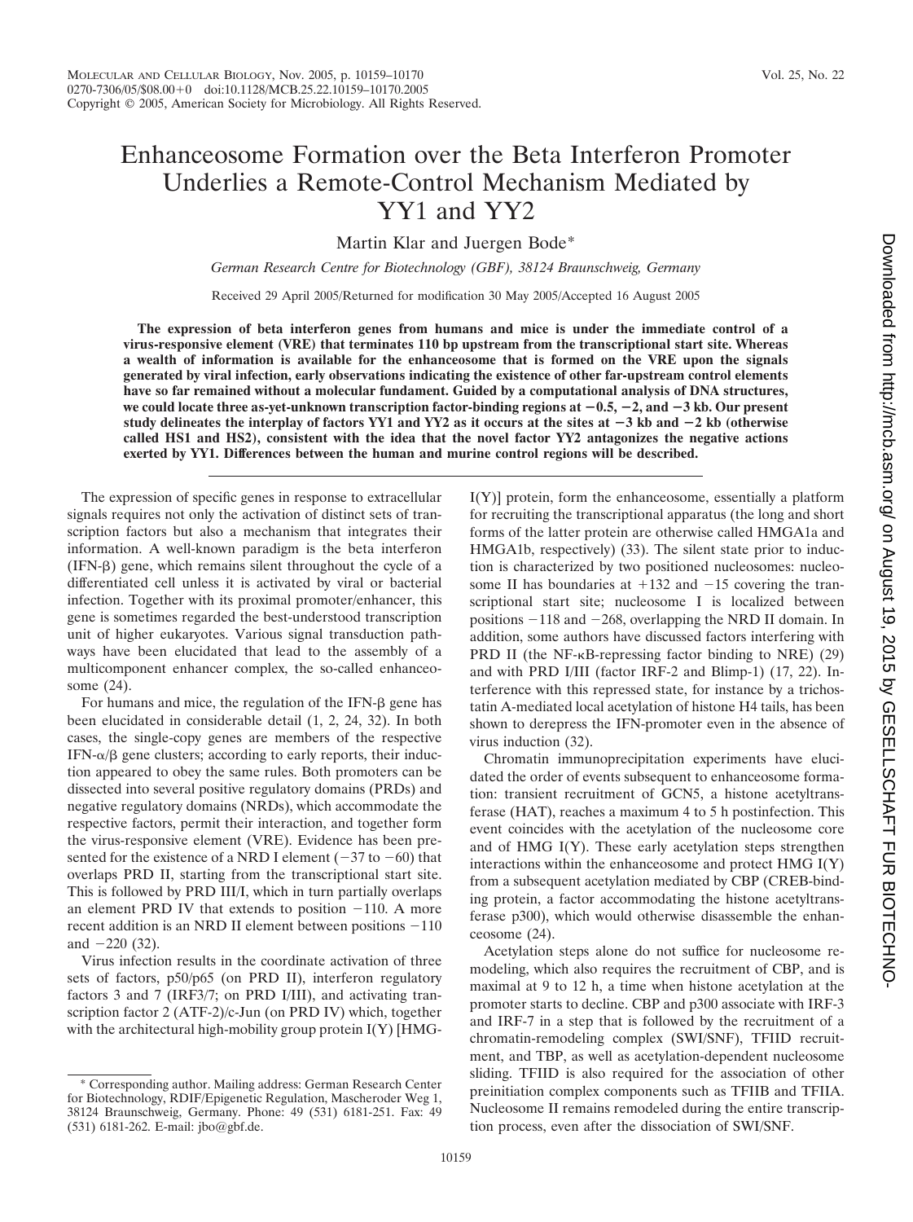# Enhanceosome Formation over the Beta Interferon Promoter Underlies a Remote-Control Mechanism Mediated by YY1 and YY2

Martin Klar and Juergen Bode*

*German Research Centre for Biotechnology (GBF), 38124 Braunschweig, Germany*

Received 29 April 2005/Returned for modification 30 May 2005/Accepted 16 August 2005

**The expression of beta interferon genes from humans and mice is under the immediate control of a virus-responsive element (VRE) that terminates 110 bp upstream from the transcriptional start site. Whereas a wealth of information is available for the enhanceosome that is formed on the VRE upon the signals generated by viral infection, early observations indicating the existence of other far-upstream control elements have so far remained without a molecular fundament. Guided by a computational analysis of DNA structures, we could locate three as-yet-unknown transcription factor-binding regions at −0.5, −2, and −3 kb. Our present study delineates the interplay of factors YY1 and YY2 as it occurs at the sites at −3 kb and −2 kb (otherwise called HS1 and HS2), consistent with the idea that the novel factor YY2 antagonizes the negative actions exerted by YY1. Differences between the human and murine control regions will be described.**

The expression of specific genes in response to extracellular signals requires not only the activation of distinct sets of transcription factors but also a mechanism that integrates their information. A well-known paradigm is the beta interferon (IFN-β) gene, which remains silent throughout the cycle of a differentiated cell unless it is activated by viral or bacterial infection. Together with its proximal promoter/enhancer, this gene is sometimes regarded the best-understood transcription unit of higher eukaryotes. Various signal transduction pathways have been elucidated that lead to the assembly of a multicomponent enhancer complex, the so-called enhanceosome (24).

For humans and mice, the regulation of the IFN-β gene has been elucidated in considerable detail (1, 2, 24, 32). In both cases, the single-copy genes are members of the respective IFN-α/β gene clusters; according to early reports, their induction appeared to obey the same rules. Both promoters can be dissected into several positive regulatory domains (PRDs) and negative regulatory domains (NRDs), which accommodate the respective factors, permit their interaction, and together form the virus-responsive element (VRE). Evidence has been presented for the existence of a NRD I element (−37 to −60) that overlaps PRD II, starting from the transcriptional start site. This is followed by PRD III/I, which in turn partially overlaps an element PRD IV that extends to position −110. A more recent addition is an NRD II element between positions −110 and −220 (32).

Virus infection results in the coordinate activation of three sets of factors, p50/p65 (on PRD II), interferon regulatory factors 3 and 7 (IRF3/7; on PRD I/III), and activating transcription factor 2 (ATF-2)/c-Jun (on PRD IV) which, together with the architectural high-mobility group protein I(Y) [HMG-I(Y)] protein, form the enhanceosome, essentially a platform for recruiting the transcriptional apparatus (the long and short forms of the latter protein are otherwise called HMGA1a and HMGA1b, respectively) (33). The silent state prior to induction is characterized by two positioned nucleosomes: nucleosome II has boundaries at +132 and −15 covering the transcriptional start site; nucleosome I is localized between positions −118 and −268, overlapping the NRD II domain. In addition, some authors have discussed factors interfering with PRD II (the NF-κB-repressing factor binding to NRE) (29) and with PRD I/III (factor IRF-2 and Blimp-1) (17, 22). Interference with this repressed state, for instance by a trichostatin A-mediated local acetylation of histone H4 tails, has been shown to derepress the IFN-promoter even in the absence of virus induction (32).

Chromatin immunoprecipitation experiments have elucidated the order of events subsequent to enhanceosome formation: transient recruitment of GCN5, a histone acetyltransferase (HAT), reaches a maximum 4 to 5 h postinfection. This event coincides with the acetylation of the nucleosome core and of HMG I(Y). These early acetylation steps strengthen interactions within the enhanceosome and protect HMG I(Y) from a subsequent acetylation mediated by CBP (CREB-binding protein, a factor accommodating the histone acetyltransferase p300), which would otherwise disassemble the enhanceosome (24).

Acetylation steps alone do not suffice for nucleosome remodeling, which also requires the recruitment of CBP, and is maximal at 9 to 12 h, a time when histone acetylation at the promoter starts to decline. CBP and p300 associate with IRF-3 and IRF-7 in a step that is followed by the recruitment of a chromatin-remodeling complex (SWI/SNF), TFIID recruitment, and TBP, as well as acetylation-dependent nucleosome sliding. TFIID is also required for the association of other preinitiation complex components such as TFIIB and TFIIA. Nucleosome II remains remodeled during the entire transcription process, even after the dissociation of SWI/SNF.

\* Corresponding author. Mailing address: German Research Center for Biotechnology, RDIF/Epigenetic Regulation, Mascheroder Weg 1, 38124 Braunschweig, Germany. Phone: 49 (531) 6181-251. Fax: 49 (531) 6181-262. E-mail: jbo@gbf.de.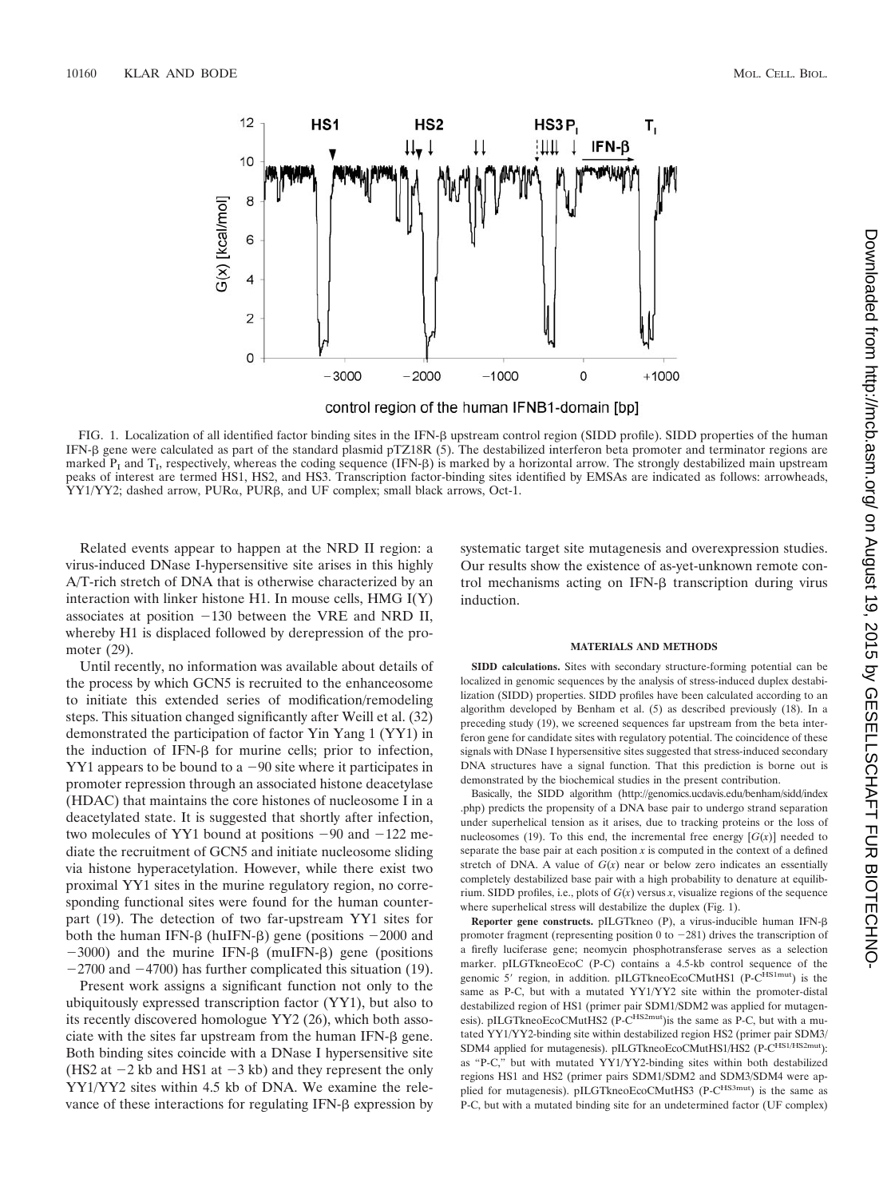FIG. 1. Localization of all identified factor binding sites in the IFN-β upstream control region (SIDD profile). SIDD properties of the human IFN-β gene were calculated as part of the standard plasmid pTZ18R (5). The destabilized interferon beta promoter and terminator regions are marked $P_I$ and $T_I$, respectively, whereas the coding sequence (IFN-β) is marked by a horizontal arrow. The strongly destabilized main upstream peaks of interest are termed HS1, HS2, and HS3. Transcription factor-binding sites identified by EMSAs are indicated as follows: arrowheads, YY1/YY2; dashed arrow, PURα, PURβ, and UF complex; small black arrows, Oct-1.

Related events appear to happen at the NRD II region: a virus-induced DNase I-hypersensitive site arises in this highly A/T-rich stretch of DNA that is otherwise characterized by an interaction with linker histone H1. In mouse cells, HMG I(Y) associates at position −130 between the VRE and NRD II, whereby H1 is displaced followed by derepression of the promoter (29).

Until recently, no information was available about details of the process by which GCN5 is recruited to the enhanceosome to initiate this extended series of modification/remodeling steps. This situation changed significantly after Weill et al. (32) demonstrated the participation of factor Yin Yang 1 (YY1) in the induction of IFN-β for murine cells; prior to infection, YY1 appears to be bound to a −90 site where it participates in promoter repression through an associated histone deacetylase (HDAC) that maintains the core histones of nucleosome I in a deacetylated state. It is suggested that shortly after infection, two molecules of YY1 bound at positions −90 and −122 mediate the recruitment of GCN5 and initiate nucleosome sliding via histone hyperacetylation. However, while there exist two proximal YY1 sites in the murine regulatory region, no corresponding functional sites were found for the human counterpart (19). The detection of two far-upstream YY1 sites for both the human IFN-β (huIFN-β) gene (positions −2000 and −3000) and the murine IFN-β (muIFN-β) gene (positions −2700 and −4700) has further complicated this situation (19).

Present work assigns a significant function not only to the ubiquitously expressed transcription factor (YY1), but also to its recently discovered homologue YY2 (26), which both associate with the sites far upstream from the human IFN-β gene. Both binding sites coincide with a DNase I hypersensitive site (HS2 at −2 kb and HS1 at −3 kb) and they represent the only YY1/YY2 sites within 4.5 kb of DNA. We examine the relevance of these interactions for regulating IFN-β expression by systematic target site mutagenesis and overexpression studies. Our results show the existence of as-yet-unknown remote control mechanisms acting on IFN-β transcription during virus induction.

## MATERIALS AND METHODS

**SIDD calculations.** Sites with secondary structure-forming potential can be localized in genomic sequences by the analysis of stress-induced duplex destabilization (SIDD) properties. SIDD profiles have been calculated according to an algorithm developed by Benham et al. (5) as described previously (18). In a preceding study (19), we screened sequences far upstream from the beta interferon gene for candidate sites with regulatory potential. The coincidence of these signals with DNase I hypersensitive sites suggested that stress-induced secondary DNA structures have a signal function. That this prediction is borne out is demonstrated by the biochemical studies in the present contribution.

Basically, the SIDD algorithm (http://genomics.ucdavis.edu/benham/sidd/index.php) predicts the propensity of a DNA base pair to undergo strand separation under superhelical tension as it arises, due to tracking proteins or the loss of nucleosomes (19). To this end, the incremental free energy [$G(x)$] needed to separate the base pair at each position $x$ is computed in the context of a defined stretch of DNA. A value of $G(x)$ near or below zero indicates an essentially completely destabilized base pair with a high probability to denature at equilibrium. SIDD profiles, i.e., plots of $G(x)$ versus $x$, visualize regions of the sequence where superhelical stress will destabilize the duplex (Fig. 1).

**Reporter gene constructs.** pILGTkneo (P), a virus-inducible human IFN-β promoter fragment (representing position 0 to −281) drives the transcription of a firefly luciferase gene; neomycin phosphotransferase serves as a selection marker. pILGTkneoEcoC (P-C) contains a 4.5-kb control sequence of the genomic 5′ region, in addition. pILGTkneoEcoCMutHS1 (P-$C^{HS1mut}$) is the same as P-C, but with a mutated YY1/YY2 site within the promoter-distal destabilized region of HS1 (primer pair SDM1/SDM2 was applied for mutagenesis). pILGTkneoEcoCMutHS2 (P-$C^{HS2mut}$)is the same as P-C, but with a mutated YY1/YY2-binding site within destabilized region HS2 (primer pair SDM3/SDM4 applied for mutagenesis). pILGTkneoEcoCMutHS1/HS2 (P-$C^{HS1/HS2mut}$): as "P-C," but with mutated YY1/YY2-binding sites within both destabilized regions HS1 and HS2 (primer pairs SDM1/SDM2 and SDM3/SDM4 were applied for mutagenesis). pILGTkneoEcoCMutHS3 (P-$C^{HS3mut}$) is the same as P-C, but with a mutated binding site for an undetermined factor (UF complex)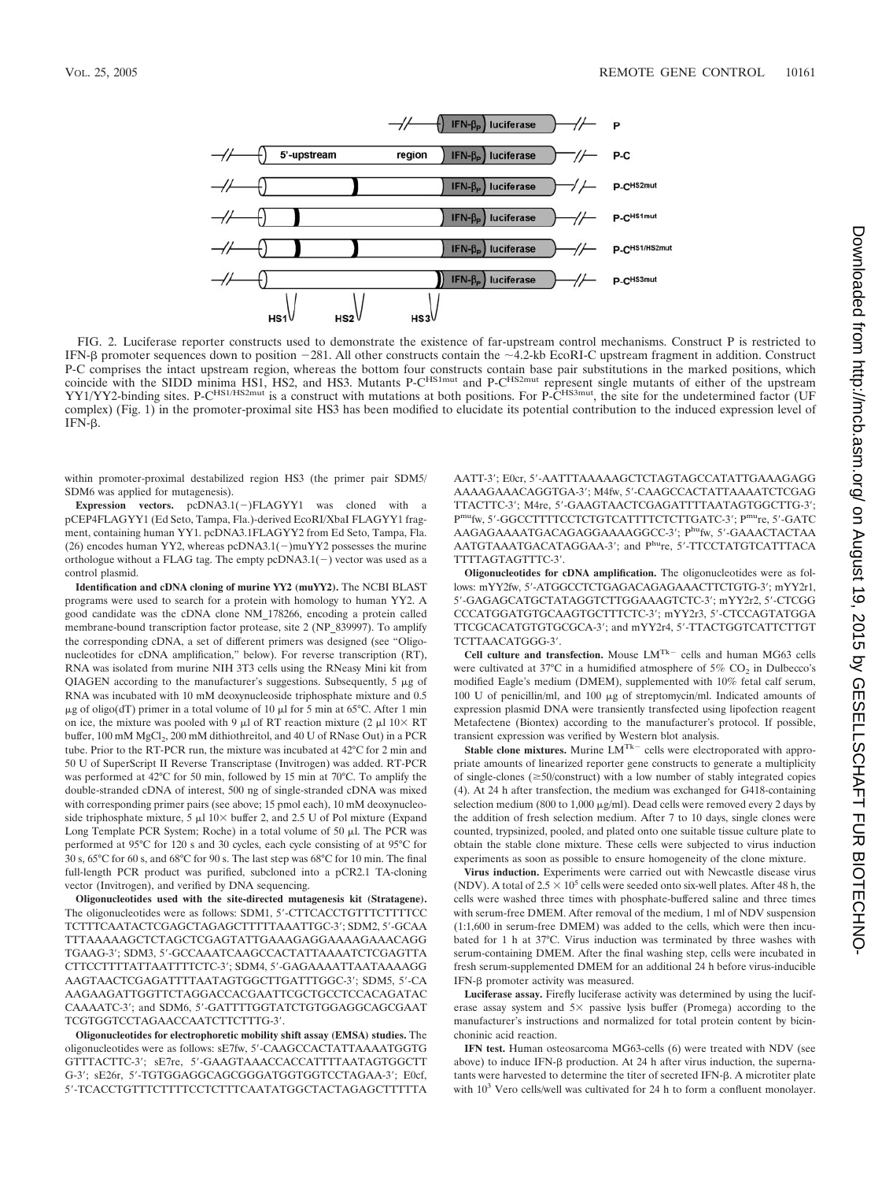FIG. 2. Luciferase reporter constructs used to demonstrate the existence of far-upstream control mechanisms. Construct P is restricted to IFN-β promoter sequences down to position −281. All other constructs contain the ~4.2-kb EcoRI-C upstream fragment in addition. Construct P-C comprises the intact upstream region, whereas the bottom four constructs contain base pair substitutions in the marked positions, which coincide with the SIDD minima HS1, HS2, and HS3. Mutants P-C$^{HS1mut}$ and P-C$^{HS2mut}$ represent single mutants of either of the upstream YY1/YY2-binding sites. P-C$^{HS1/HS2mut}$ is a construct with mutations at both positions. For P-C$^{HS3mut}$, the site for the undetermined factor (UF complex) (Fig. 1) in the promoter-proximal site HS3 has been modified to elucidate its potential contribution to the induced expression level of IFN-β.

within promoter-proximal destabilized region HS3 (the primer pair SDM5/SDM6 was applied for mutagenesis).

**Expression vectors.** pcDNA3.1(−)FLAGYY1 was cloned with a pCEP4FLAGYY1 (Ed Seto, Tampa, Fla.)-derived EcoRI/XbaI FLAGYY1 fragment, containing human YY1. pcDNA3.1FLAGYY2 from Ed Seto, Tampa, Fla. (26) encodes human YY2, whereas pcDNA3.1(−)muYY2 possesses the murine orthologue without a FLAG tag. The empty pcDNA3.1(−) vector was used as a control plasmid.

**Identification and cDNA cloning of murine YY2 (muYY2).** The NCBI BLAST programs were used to search for a protein with homology to human YY2. A good candidate was the cDNA clone NM_178266, encoding a protein called membrane-bound transcription factor protease, site 2 (NP_839997). To amplify the corresponding cDNA, a set of different primers was designed (see "Oligonucleotides for cDNA amplification," below). For reverse transcription (RT), RNA was isolated from murine NIH 3T3 cells using the RNeasy Mini kit from QIAGEN according to the manufacturer's suggestions. Subsequently, 5 μg of RNA was incubated with 10 mM deoxynucleoside triphosphate mixture and 0.5 μg of oligo(dT) primer in a total volume of 10 μl for 5 min at 65°C. After 1 min on ice, the mixture was pooled with 9 μl of RT reaction mixture (2 μl 10× RT buffer, 100 mM $MgCl_2$, 200 mM dithiothreitol, and 40 U of RNase Out) in a PCR tube. Prior to the RT-PCR run, the mixture was incubated at 42°C for 2 min and 50 U of SuperScript II Reverse Transcriptase (Invitrogen) was added. RT-PCR was performed at 42°C for 50 min, followed by 15 min at 70°C. To amplify the double-stranded cDNA of interest, 500 ng of single-stranded cDNA was mixed with corresponding primer pairs (see above; 15 pmol each), 10 mM deoxynucleoside triphosphate mixture, 5 μl 10× buffer 2, and 2.5 U of Pol mixture (Expand Long Template PCR System; Roche) in a total volume of 50 μl. The PCR was performed at 95°C for 120 s and 30 cycles, each cycle consisting of at 95°C for 30 s, 65°C for 60 s, and 68°C for 90 s. The last step was 68°C for 10 min. The final full-length PCR product was purified, subcloned into a pCR2.1 TA-cloning vector (Invitrogen), and verified by DNA sequencing.

**Oligonucleotides used with the site-directed mutagenesis kit (Stratagene).** The oligonucleotides were as follows: SDM1, 5′-CTTCACCTGTTTCTTTTCCTCTTTCAATACTCGAGCTAGAGCTTTTTAAATTGC-3′; SDM2, 5′-GCAATTTAAAAAGCTCTAGCTCGAGTATTGAAAGAGGAAAAGAAACAGGTGAAG-3′; SDM3, 5′-GCCAAATCAAGCCACTATTAAAATCTCGAGTTACTTCCTTTTATTAATTTTCTC-3′; SDM4, 5′-GAGAAAATTAATAAAAGGAAGTAACTCGAGATTTTAATAGTGGCTTGATTTGGC-3′; SDM5, 5′-CAAAGAAGATTGGTTCTAGGACCACGAATTCGCTGCCTCCACAGATACCAAAATC-3′; and SDM6, 5′-GATTTTGGTATCTGTGGAGGCAGCGAATTCGTGGTCCTAGAACCAATCTTCTTTG-3′.

**Oligonucleotides for electrophoretic mobility shift assay (EMSA) studies.** The oligonucleotides were as follows: sE7fw, 5′-CAAGCCACTATTAAAATGGTGGTTTACTTC-3′; sE7re, 5′-GAAGTAAACCACCATTTTAATAGTGGCTTG-3′; sE26r, 5′-TGTGGAGGCAGCGGGATGGTGGTCCTAGAA-3′; E0cf, 5′-TCACCTGTTTCTTTTCCTCTTTCAATATGGCTACTAGAGCTTTTTAAATT-3′; E0cr, 5′-AATTTAAAAAGCTCTAGTAGCCATATTGAAAGAGGAAAAGAAACAGGTGA-3′; M4fw, 5′-CAAGCCACTATTAAAATCTCGAGTTACTTC-3′; M4re, 5′-GAAGTAACTCGAGATTTTAATAGTGGCTTG-3′; P$^{mu}$fw, 5′-GGCCTTTTCCTCTGTCATTTTCTCTTGATC-3′; P$^{mu}$re, 5′-GATCAAGAGAAAATGACAGAGGAAAAGGCC-3′; P$^{hu}$fw, 5′-GAAACTACTAAAATGTAAATGACATAGGAA-3′; and P$^{hu}$re, 5′-TTCCTATGTCATTTACATTTTAGTAGTTTC-3′.

**Oligonucleotides for cDNA amplification.** The oligonucleotides were as follows: mYY2fw, 5′-ATGGCCTCTGAGACAGAGAAACTTCTGTG-3′; mYY2r1, 5′-GAGAGCATGCTATAGGTCTTGGAAAGTCTC-3′; mYY2r2, 5′-CTCGGCCCATGGATGTGCAAGTGCTTTCTC-3′; mYY2r3, 5′-CTCCAGTATGGATTCGCACATGTGTGCGCA-3′; and mYY2r4, 5′-TTACTGGTCATTCTTGTTCTTAACATGGG-3′.

**Cell culture and transfection.** Mouse LM$^{Tk-}$ cells and human MG63 cells were cultivated at 37°C in a humidified atmosphere of 5% $CO_2$ in Dulbecco's modified Eagle's medium (DMEM), supplemented with 10% fetal calf serum, 100 U of penicillin/ml, and 100 μg of streptomycin/ml. Indicated amounts of expression plasmid DNA were transiently transfected using lipofection reagent Metafectene (Biontex) according to the manufacturer's protocol. If possible, transient expression was verified by Western blot analysis.

**Stable clone mixtures.** Murine LM$^{Tk-}$ cells were electroporated with appropriate amounts of linearized reporter gene constructs to generate a multiplicity of single-clones (≥50/construct) with a low number of stably integrated copies (4). At 24 h after transfection, the medium was exchanged for G418-containing selection medium (800 to 1,000 μg/ml). Dead cells were removed every 2 days by the addition of fresh selection medium. After 7 to 10 days, single clones were counted, trypsinized, pooled, and plated onto one suitable tissue culture plate to obtain the stable clone mixture. These cells were subjected to virus induction experiments as soon as possible to ensure homogeneity of the clone mixture.

**Virus induction.** Experiments were carried out with Newcastle disease virus (NDV). A total of $2.5 \times 10^5$ cells were seeded onto six-well plates. After 48 h, the cells were washed three times with phosphate-buffered saline and three times with serum-free DMEM. After removal of the medium, 1 ml of NDV suspension (1:1,600 in serum-free DMEM) was added to the cells, which were then incubated for 1 h at 37°C. Virus induction was terminated by three washes with serum-containing DMEM. After the final washing step, cells were incubated in fresh serum-supplemented DMEM for an additional 24 h before virus-inducible IFN-β promoter activity was measured.

**Luciferase assay.** Firefly luciferase activity was determined by using the luciferase assay system and 5× passive lysis buffer (Promega) according to the manufacturer's instructions and normalized for total protein content by bicinchoninic acid reaction.

**IFN test.** Human osteosarcoma MG63-cells (6) were treated with NDV (see above) to induce IFN-β production. At 24 h after virus induction, the supernatants were harvested to determine the titer of secreted IFN-β. A microtiter plate with $10^3$ Vero cells/well was cultivated for 24 h to form a confluent monolayer.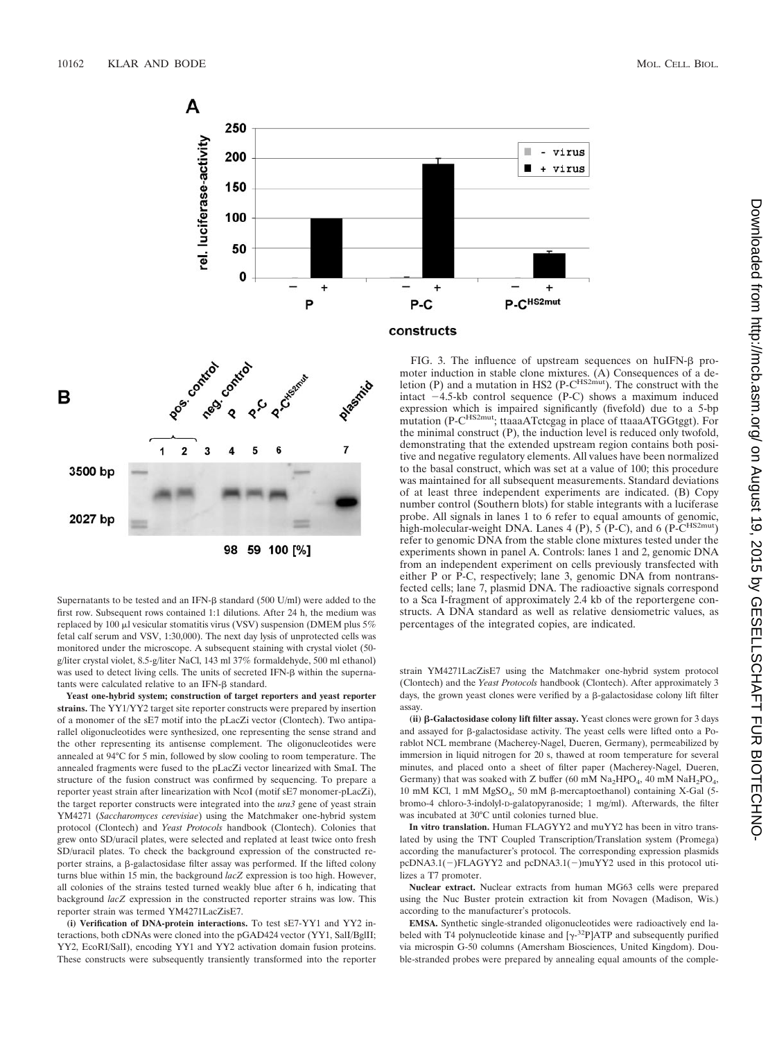FIG. 3. The influence of upstream sequences on huIFN-β promoter induction in stable clone mixtures. (A) Consequences of a deletion (P) and a mutation in HS2 (P-C$^{HS2mut}$). The construct with the intact −4.5-kb control sequence (P-C) shows a maximum induced expression which is impaired significantly (fivefold) due to a 5-bp mutation (P-C$^{HS2mut}$; ttaaaATctcgag in place of ttaaaATGGtggt). For the minimal construct (P), the induction level is reduced only twofold, demonstrating that the extended upstream region contains both positive and negative regulatory elements. All values have been normalized to the basal construct, which was set at a value of 100; this procedure was maintained for all subsequent measurements. Standard deviations of at least three independent experiments are indicated. (B) Copy number control (Southern blots) for stable integrants with a luciferase probe. All signals in lanes 1 to 6 refer to equal amounts of genomic, high-molecular-weight DNA. Lanes 4 (P), 5 (P-C), and 6 (P-C$^{HS2mut}$) refer to genomic DNA from the stable clone mixtures tested under the experiments shown in panel A. Controls: lanes 1 and 2, genomic DNA from an independent experiment on cells previously transfected with either P or P-C, respectively; lane 3, genomic DNA from nontransfected cells; lane 7, plasmid DNA. The radioactive signals correspond to a Sca I-fragment of approximately 2.4 kb of the reportergene constructs. A DNA standard as well as relative densiometric values, as percentages of the integrated copies, are indicated.

Supernatants to be tested and an IFN-β standard (500 U/ml) were added to the first row. Subsequent rows contained 1:1 dilutions. After 24 h, the medium was replaced by 100 μl vesicular stomatitis virus (VSV) suspension (DMEM plus 5% fetal calf serum and VSV, 1:30,000). The next day lysis of unprotected cells was monitored under the microscope. A subsequent staining with crystal violet (50-g/liter crystal violet, 8.5-g/liter NaCl, 143 ml 37% formaldehyde, 500 ml ethanol) was used to detect living cells. The units of secreted IFN-β within the supernatants were calculated relative to an IFN-β standard.

**Yeast one-hybrid system; construction of target reporters and yeast reporter strains.** The YY1/YY2 target site reporter constructs were prepared by insertion of a monomer of the sE7 motif into the pLacZi vector (Clontech). Two antiparallel oligonucleotides were synthesized, one representing the sense strand and the other representing its antisense complement. The oligonucleotides were annealed at 94°C for 5 min, followed by slow cooling to room temperature. The annealed fragments were fused to the pLacZi vector linearized with SmaI. The structure of the fusion construct was confirmed by sequencing. To prepare a reporter yeast strain after linearization with NcoI (motif sE7 monomer-pLacZi), the target reporter constructs were integrated into the *ura3* gene of yeast strain YM4271 (*Saccharomyces cerevisiae*) using the Matchmaker one-hybrid system protocol (Clontech) and *Yeast Protocols* handbook (Clontech). Colonies that grew onto SD/uracil plates, were selected and replated at least twice onto fresh SD/uracil plates. To check the background expression of the constructed reporter strains, a β-galactosidase filter assay was performed. If the lifted colony turns blue within 15 min, the background *lacZ* expression is too high. However, all colonies of the strains tested turned weakly blue after 6 h, indicating that background *lacZ* expression in the constructed reporter strains was low. This reporter strain was termed YM4271LacZisE7.

**(i) Verification of DNA-protein interactions.** To test sE7-YY1 and YY2 interactions, both cDNAs were cloned into the pGAD424 vector (YY1, SalI/BglII; YY2, EcoRI/SalI), encoding YY1 and YY2 activation domain fusion proteins. These constructs were subsequently transiently transformed into the reporter strain YM4271LacZisE7 using the Matchmaker one-hybrid system protocol (Clontech) and the *Yeast Protocols* handbook (Clontech). After approximately 3 days, the grown yeast clones were verified by a β-galactosidase colony lift filter assay.

**(ii) β-Galactosidase colony lift filter assay.** Yeast clones were grown for 3 days and assayed for β-galactosidase activity. The yeast cells were lifted onto a Porablot NCL membrane (Macherey-Nagel, Dueren, Germany), permeabilized by immersion in liquid nitrogen for 20 s, thawed at room temperature for several minutes, and placed onto a sheet of filter paper (Macherey-Nagel, Dueren, Germany) that was soaked with Z buffer (60 mM $Na_2HPO_4$, 40 mM $NaH_2PO_4$, 10 mM KCl, 1 mM $MgSO_4$, 50 mM β-mercaptoethanol) containing X-Gal (5-bromo-4 chloro-3-indolyl-D-galatopyranoside; 1 mg/ml). Afterwards, the filter was incubated at 30°C until colonies turned blue.

**In vitro translation.** Human FLAGYY2 and muYY2 has been in vitro translated by using the TNT Coupled Transcription/Translation system (Promega) according the manufacturer's protocol. The corresponding expression plasmids pcDNA3.1(−)FLAGYY2 and pcDNA3.1(−)muYY2 used in this protocol utilizes a T7 promoter.

**Nuclear extract.** Nuclear extracts from human MG63 cells were prepared using the Nuc Buster protein extraction kit from Novagen (Madison, Wis.) according to the manufacturer's protocols.

**EMSA.** Synthetic single-stranded oligonucleotides were radioactively end labeled with T4 polynucleotide kinase and [$\gamma$-$^{32}$P]ATP and subsequently purified via microspin G-50 columns (Amersham Biosciences, United Kingdom). Double-stranded probes were prepared by annealing equal amounts of the comple-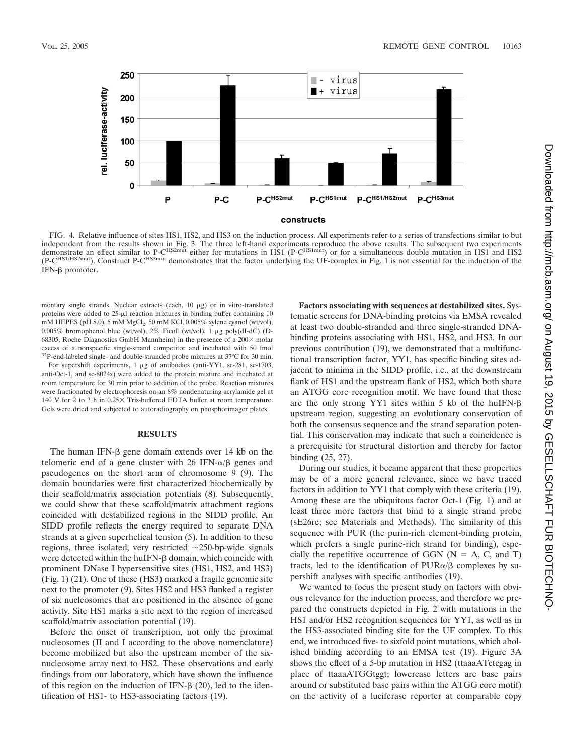FIG. 4. Relative influence of sites HS1, HS2, and HS3 on the induction process. All experiments refer to a series of transfections similar to but independent from the results shown in Fig. 3. The three left-hand experiments reproduce the above results. The subsequent two experiments demonstrate an effect similar to P-C$^{HS2mut}$ either for mutations in HS1 (P-C$^{HS1mut}$) or for a simultaneous double mutation in HS1 and HS2 (P-C$^{HS1/HS2mut}$). Construct P-C$^{HS3mut}$ demonstrates that the factor underlying the UF-complex in Fig. 1 is not essential for the induction of the IFN-β promoter.

mentary single strands. Nuclear extracts (each, 10 μg) or in vitro-translated proteins were added to 25-μl reaction mixtures in binding buffer containing 10 mM HEPES (pH 8.0), 5 mM $MgCl_2$, 50 mM KCl, 0.005% xylene cyanol (wt/vol), 0.005% bromophenol blue (wt/vol), 2% Ficoll (wt/vol), 1 μg poly(dI-dC) (D-68305; Roche Diagnostics GmbH Mannheim) in the presence of a 200× molar excess of a nonspecific single-strand competitor and incubated with 50 fmol $^{32}$P-end-labeled single- and double-stranded probe mixtures at 37°C for 30 min.

For supershift experiments, 1 μg of antibodies (anti-YY1, sc-281, sc-1703, anti-Oct-1, and sc-8024x) were added to the protein mixture and incubated at room temperature for 30 min prior to addition of the probe. Reaction mixtures were fractionated by electrophoresis on an 8% nondenaturing acrylamide gel at 140 V for 2 to 3 h in 0.25× Tris-buffered EDTA buffer at room temperature. Gels were dried and subjected to autoradiography on phosphorimager plates.

## RESULTS

The human IFN-β gene domain extends over 14 kb on the telomeric end of a gene cluster with 26 IFN-α/β genes and pseudogenes on the short arm of chromosome 9 (9). The domain boundaries were first characterized biochemically by their scaffold/matrix association potentials (8). Subsequently, we could show that these scaffold/matrix attachment regions coincided with destabilized regions in the SIDD profile. An SIDD profile reflects the energy required to separate DNA strands at a given superhelical tension (5). In addition to these regions, three isolated, very restricted ~250-bp-wide signals were detected within the huIFN-β domain, which coincide with prominent DNase I hypersensitive sites (HS1, HS2, and HS3) (Fig. 1) (21). One of these (HS3) marked a fragile genomic site next to the promoter (9). Sites HS2 and HS3 flanked a register of six nucleosomes that are positioned in the absence of gene activity. Site HS1 marks a site next to the region of increased scaffold/matrix association potential (19).

Before the onset of transcription, not only the proximal nucleosomes (II and I according to the above nomenclature) become mobilized but also the upstream member of the six-nucleosome array next to HS2. These observations and early findings from our laboratory, which have shown the influence of this region on the induction of IFN-β (20), led to the identification of HS1- to HS3-associating factors (19).

**Factors associating with sequences at destabilized sites.** Systematic screens for DNA-binding proteins via EMSA revealed at least two double-stranded and three single-stranded DNA-binding proteins associating with HS1, HS2, and HS3. In our previous contribution (19), we demonstrated that a multifunctional transcription factor, YY1, has specific binding sites adjacent to minima in the SIDD profile, i.e., at the downstream flank of HS1 and the upstream flank of HS2, which both share an ATGG core recognition motif. We have found that these are the only strong YY1 sites within 5 kb of the huIFN-β upstream region, suggesting an evolutionary conservation of both the consensus sequence and the strand separation potential. This conservation may indicate that such a coincidence is a prerequisite for structural distortion and thereby for factor binding (25, 27).

During our studies, it became apparent that these properties may be of a more general relevance, since we have traced factors in addition to YY1 that comply with these criteria (19). Among these are the ubiquitous factor Oct-1 (Fig. 1) and at least three more factors that bind to a single strand probe (sE26re; see Materials and Methods). The similarity of this sequence with PUR (the purin-rich element-binding protein, which prefers a single purine-rich strand for binding), especially the repetitive occurrence of GGN (N = A, C, and T) tracts, led to the identification of PURα/β complexes by supershift analyses with specific antibodies (19).

We wanted to focus the present study on factors with obvious relevance for the induction process, and therefore we prepared the constructs depicted in Fig. 2 with mutations in the HS1 and/or HS2 recognition sequences for YY1, as well as in the HS3-associated binding site for the UF complex. To this end, we introduced five- to sixfold point mutations, which abolished binding according to an EMSA test (19). Figure 3A shows the effect of a 5-bp mutation in HS2 (ttaaaATctcgag in place of ttaaaATGGtggt; lowercase letters are base pairs around or substituted base pairs within the ATGG core motif) on the activity of a luciferase reporter at comparable copy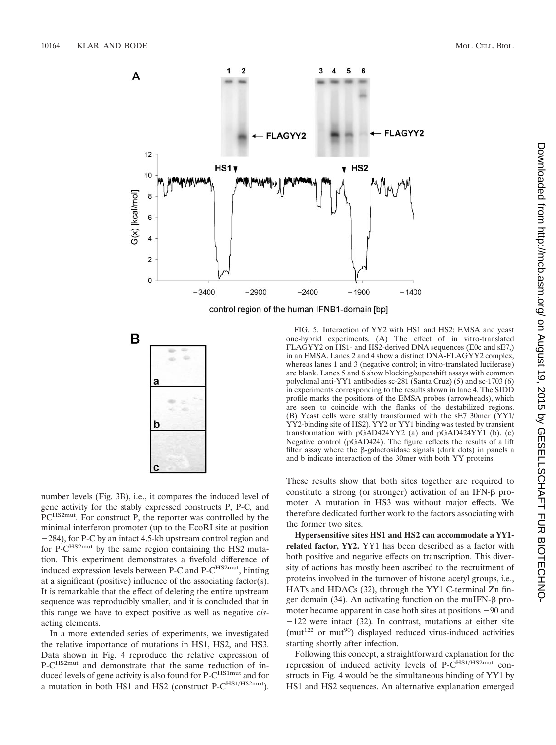FIG. 5. Interaction of YY2 with HS1 and HS2: EMSA and yeast one-hybrid experiments. (A) The effect of in vitro-translated FLAGYY2 on HS1- and HS2-derived DNA sequences (E0c and sE7,) in an EMSA. Lanes 2 and 4 show a distinct DNA-FLAGYY2 complex, whereas lanes 1 and 3 (negative control; in vitro-translated luciferase) are blank. Lanes 5 and 6 show blocking/supershift assays with common polyclonal anti-YY1 antibodies sc-281 (Santa Cruz) (5) and sc-1703 (6) in experiments corresponding to the results shown in lane 4. The SIDD profile marks the positions of the EMSA probes (arrowheads), which are seen to coincide with the flanks of the destabilized regions. (B) Yeast cells were stably transformed with the sE7 30mer (YY1/YY2-binding site of HS2). YY2 or YY1 binding was tested by transient transformation with pGAD424YY2 (a) and pGAD424YY1 (b). (c) Negative control (pGAD424). The figure reflects the results of a lift filter assay where the β-galactosidase signals (dark dots) in panels a and b indicate interaction of the 30mer with both YY proteins.

number levels (Fig. 3B), i.e., it compares the induced level of gene activity for the stably expressed constructs P, P-C, and PC$^{HS2mut}$. For construct P, the reporter was controlled by the minimal interferon promoter (up to the EcoRI site at position −284), for P-C by an intact 4.5-kb upstream control region and for P-C$^{HS2mut}$ by the same region containing the HS2 mutation. This experiment demonstrates a fivefold difference of induced expression levels between P-C and P-C$^{HS2mut}$, hinting at a significant (positive) influence of the associating factor(s). It is remarkable that the effect of deleting the entire upstream sequence was reproducibly smaller, and it is concluded that in this range we have to expect positive as well as negative *cis*-acting elements.

In a more extended series of experiments, we investigated the relative importance of mutations in HS1, HS2, and HS3. Data shown in Fig. 4 reproduce the relative expression of P-C$^{HS2mut}$ and demonstrate that the same reduction of induced levels of gene activity is also found for P-C$^{HS1mut}$ and for a mutation in both HS1 and HS2 (construct P-C$^{HS1/HS2mut}$). These results show that both sites together are required to constitute a strong (or stronger) activation of an IFN-β promoter. A mutation in HS3 was without major effects. We therefore dedicated further work to the factors associating with the former two sites.

**Hypersensitive sites HS1 and HS2 can accommodate a YY1-related factor, YY2.** YY1 has been described as a factor with both positive and negative effects on transcription. This diversity of actions has mostly been ascribed to the recruitment of proteins involved in the turnover of histone acetyl groups, i.e., HATs and HDACs (32), through the YY1 C-terminal Zn finger domain (34). An activating function on the muIFN-β promoter became apparent in case both sites at positions −90 and −122 were intact (32). In contrast, mutations at either site (mut$^{122}$ or mut$^{90}$) displayed reduced virus-induced activities starting shortly after infection.

Following this concept, a straightforward explanation for the repression of induced activity levels of P-C$^{HS1/HS2mut}$ constructs in Fig. 4 would be the simultaneous binding of YY1 by HS1 and HS2 sequences. An alternative explanation emerged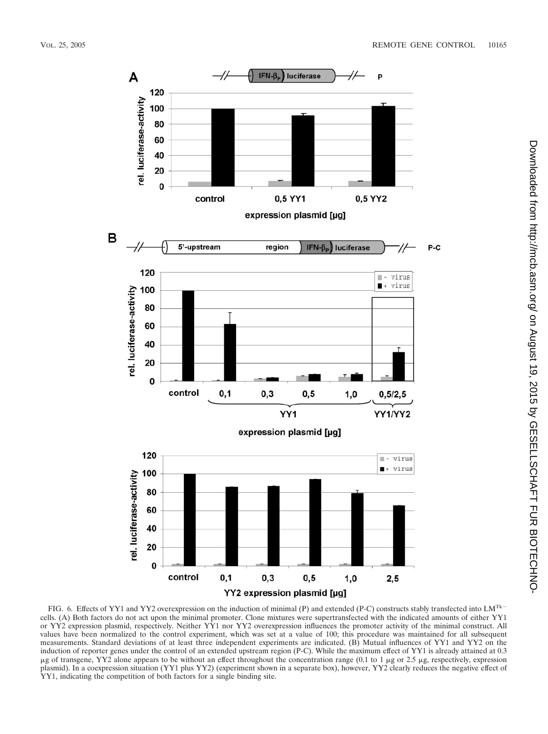FIG. 6. Effects of YY1 and YY2 overexpression on the induction of minimal (P) and extended (P-C) constructs stably transfected into $LM^{Tk-}$ cells. (A) Both factors do not act upon the minimal promoter. Clone mixtures were supertransfected with the indicated amounts of either YY1 or YY2 expression plasmid, respectively. Neither YY1 nor YY2 overexpression influences the promoter activity of the minimal construct. All values have been normalized to the control experiment, which was set at a value of 100; this procedure was maintained for all subsequent measurements. Standard deviations of at least three independent experiments are indicated. (B) Mutual influences of YY1 and YY2 on the induction of reporter genes under the control of an extended upstream region (P-C). While the maximum effect of YY1 is already attained at 0.3 μg of transgene, YY2 alone appears to be without an effect throughout the concentration range (0.1 to 1 μg or 2.5 μg, respectively, expression plasmid). In a coexpression situation (YY1 plus YY2) (experiment shown in a separate box), however, YY2 clearly reduces the negative effect of YY1, indicating the competition of both factors for a single binding site.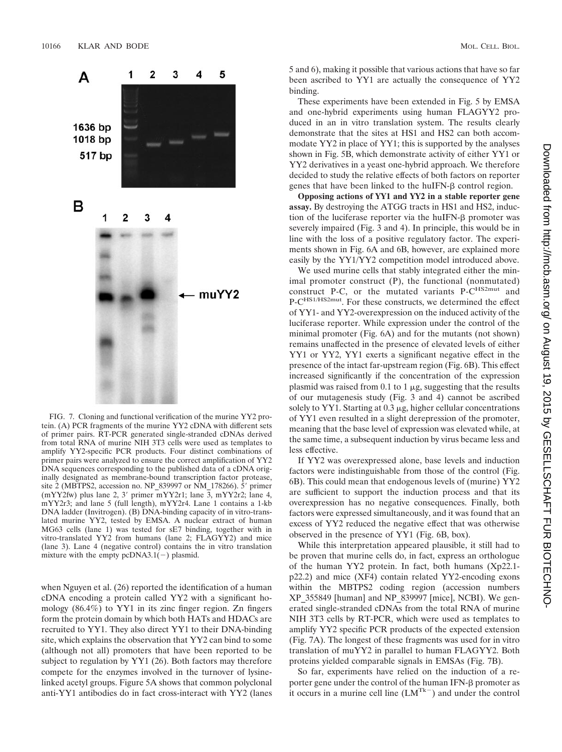FIG. 7. Cloning and functional verification of the murine YY2 protein. (A) PCR fragments of the murine YY2 cDNA with different sets of primer pairs. RT-PCR generated single-stranded cDNAs derived from total RNA of murine NIH 3T3 cells were used as templates to amplify YY2-specific PCR products. Four distinct combinations of primer pairs were analyzed to ensure the correct amplification of YY2 DNA sequences corresponding to the published data of a cDNA originally designated as membrane-bound transcription factor protease, site 2 (MBTPS2, accession no. NP_839997 or NM_178266). 5′ primer (mYY2fw) plus lane 2, 3′ primer mYY2r1; lane 3, mYY2r2; lane 4, mYY2r3; and lane 5 (full length), mYY2r4. Lane 1 contains a 1-kb DNA ladder (Invitrogen). (B) DNA-binding capacity of in vitro-translated murine YY2, tested by EMSA. A nuclear extract of human MG63 cells (lane 1) was tested for sE7 binding, together with in vitro-translated YY2 from humans (lane 2; FLAGYY2) and mice (lane 3). Lane 4 (negative control) contains the in vitro translation mixture with the empty pcDNA3.1(−) plasmid.

when Nguyen et al. (26) reported the identification of a human cDNA encoding a protein called YY2 with a significant homology (86.4%) to YY1 in its zinc finger region. Zn fingers form the protein domain by which both HATs and HDACs are recruited to YY1. They also direct YY1 to their DNA-binding site, which explains the observation that YY2 can bind to some (although not all) promoters that have been reported to be subject to regulation by YY1 (26). Both factors may therefore compete for the enzymes involved in the turnover of lysine-linked acetyl groups. Figure 5A shows that common polyclonal anti-YY1 antibodies do in fact cross-interact with YY2 (lanes 5 and 6), making it possible that various actions that have so far been ascribed to YY1 are actually the consequence of YY2 binding.

These experiments have been extended in Fig. 5 by EMSA and one-hybrid experiments using human FLAGYY2 produced in an in vitro translation system. The results clearly demonstrate that the sites at HS1 and HS2 can both accommodate YY2 in place of YY1; this is supported by the analyses shown in Fig. 5B, which demonstrate activity of either YY1 or YY2 derivatives in a yeast one-hybrid approach. We therefore decided to study the relative effects of both factors on reporter genes that have been linked to the huIFN-β control region.

**Opposing actions of YY1 and YY2 in a stable reporter gene assay.** By destroying the ATGG tracts in HS1 and HS2, induction of the luciferase reporter via the huIFN-β promoter was severely impaired (Fig. 3 and 4). In principle, this would be in line with the loss of a positive regulatory factor. The experiments shown in Fig. 6A and 6B, however, are explained more easily by the YY1/YY2 competition model introduced above.

We used murine cells that stably integrated either the minimal promoter construct (P), the functional (nonmutated) construct P-C, or the mutated variants P-C$^{HS2mut}$ and P-C$^{HS1/HS2mut}$. For these constructs, we determined the effect of YY1- and YY2-overexpression on the induced activity of the luciferase reporter. While expression under the control of the minimal promoter (Fig. 6A) and for the mutants (not shown) remains unaffected in the presence of elevated levels of either YY1 or YY2, YY1 exerts a significant negative effect in the presence of the intact far-upstream region (Fig. 6B). This effect increased significantly if the concentration of the expression plasmid was raised from 0.1 to 1 μg, suggesting that the results of our mutagenesis study (Fig. 3 and 4) cannot be ascribed solely to YY1. Starting at 0.3 μg, higher cellular concentrations of YY1 even resulted in a slight derepression of the promoter, meaning that the base level of expression was elevated while, at the same time, a subsequent induction by virus became less and less effective.

If YY2 was overexpressed alone, base levels and induction factors were indistinguishable from those of the control (Fig. 6B). This could mean that endogenous levels of (murine) YY2 are sufficient to support the induction process and that its overexpression has no negative consequences. Finally, both factors were expressed simultaneously, and it was found that an excess of YY2 reduced the negative effect that was otherwise observed in the presence of YY1 (Fig. 6B, box).

While this interpretation appeared plausible, it still had to be proven that murine cells do, in fact, express an orthologue of the human YY2 protein. In fact, both humans (Xp22.1-p22.2) and mice (XF4) contain related YY2-encoding exons within the MBTPS2 coding region (accession numbers XP_355849 [human] and NP_839997 [mice], NCBI). We generated single-stranded cDNAs from the total RNA of murine NIH 3T3 cells by RT-PCR, which were used as templates to amplify YY2 specific PCR products of the expected extension (Fig. 7A). The longest of these fragments was used for in vitro translation of muYY2 in parallel to human FLAGYY2. Both proteins yielded comparable signals in EMSAs (Fig. 7B).

So far, experiments have relied on the induction of a reporter gene under the control of the human IFN-β promoter as it occurs in a murine cell line (LM$^{Tk-}$) and under the control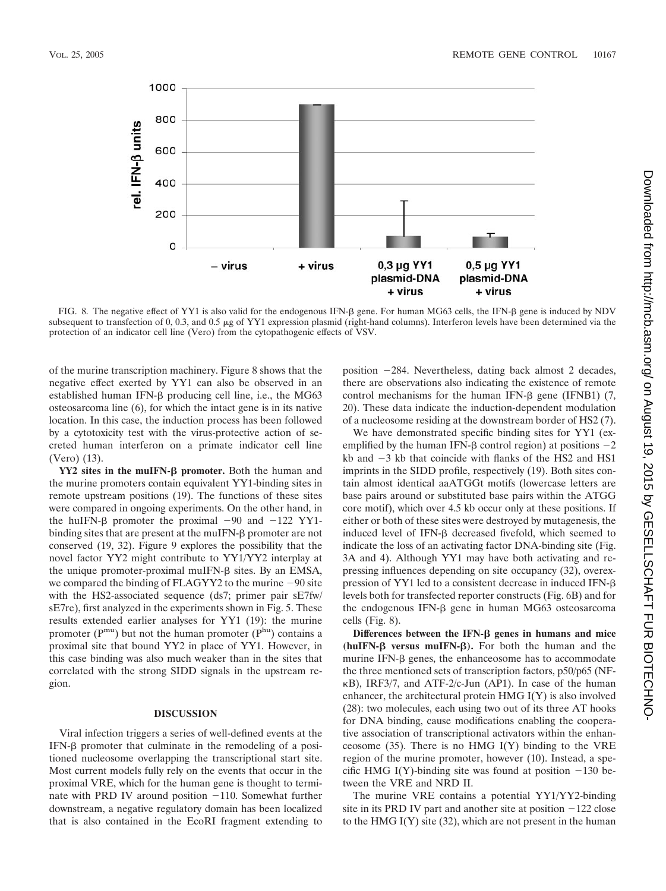FIG. 8. The negative effect of YY1 is also valid for the endogenous IFN-β gene. For human MG63 cells, the IFN-β gene is induced by NDV subsequent to transfection of 0, 0.3, and 0.5 μg of YY1 expression plasmid (right-hand columns). Interferon levels have been determined via the protection of an indicator cell line (Vero) from the cytopathogenic effects of VSV.

of the murine transcription machinery. Figure 8 shows that the negative effect exerted by YY1 can also be observed in an established human IFN-β producing cell line, i.e., the MG63 osteosarcoma line (6), for which the intact gene is in its native location. In this case, the induction process has been followed by a cytotoxicity test with the virus-protective action of secreted human interferon on a primate indicator cell line (Vero) (13).

**YY2 sites in the muIFN-β promoter.** Both the human and the murine promoters contain equivalent YY1-binding sites in remote upstream positions (19). The functions of these sites were compared in ongoing experiments. On the other hand, in the huIFN-β promoter the proximal −90 and −122 YY1-binding sites that are present at the muIFN-β promoter are not conserved (19, 32). Figure 9 explores the possibility that the novel factor YY2 might contribute to YY1/YY2 interplay at the unique promoter-proximal muIFN-β sites. By an EMSA, we compared the binding of FLAGYY2 to the murine −90 site with the HS2-associated sequence (ds7; primer pair sE7fw/sE7re), first analyzed in the experiments shown in Fig. 5. These results extended earlier analyses for YY1 (19): the murine promoter ($P^{mu}$) but not the human promoter ($P^{hu}$) contains a proximal site that bound YY2 in place of YY1. However, in this case binding was also much weaker than in the sites that correlated with the strong SIDD signals in the upstream region.

## DISCUSSION

Viral infection triggers a series of well-defined events at the IFN-β promoter that culminate in the remodeling of a positioned nucleosome overlapping the transcriptional start site. Most current models fully rely on the events that occur in the proximal VRE, which for the human gene is thought to terminate with PRD IV around position −110. Somewhat further downstream, a negative regulatory domain has been localized that is also contained in the EcoRI fragment extending to position −284. Nevertheless, dating back almost 2 decades, there are observations also indicating the existence of remote control mechanisms for the human IFN-β gene (IFNB1) (7, 20). These data indicate the induction-dependent modulation of a nucleosome residing at the downstream border of HS2 (7).

We have demonstrated specific binding sites for YY1 (exemplified by the human IFN-β control region) at positions −2 kb and −3 kb that coincide with flanks of the HS2 and HS1 imprints in the SIDD profile, respectively (19). Both sites contain almost identical aaATGGt motifs (lowercase letters are base pairs around or substituted base pairs within the ATGG core motif), which over 4.5 kb occur only at these positions. If either or both of these sites were destroyed by mutagenesis, the induced level of IFN-β decreased fivefold, which seemed to indicate the loss of an activating factor DNA-binding site (Fig. 3A and 4). Although YY1 may have both activating and repressing influences depending on site occupancy (32), overexpression of YY1 led to a consistent decrease in induced IFN-β levels both for transfected reporter constructs (Fig. 6B) and for the endogenous IFN-β gene in human MG63 osteosarcoma cells (Fig. 8).

**Differences between the IFN-β genes in humans and mice (huIFN-β versus muIFN-β).** For both the human and the murine IFN-β genes, the enhanceosome has to accommodate the three mentioned sets of transcription factors, p50/p65 (NF-κB), IRF3/7, and ATF-2/c-Jun (AP1). In case of the human enhancer, the architectural protein HMG I(Y) is also involved (28): two molecules, each using two out of its three AT hooks for DNA binding, cause modifications enabling the cooperative association of transcriptional activators within the enhanceosome (35). There is no HMG I(Y) binding to the VRE region of the murine promoter, however (10). Instead, a specific HMG I(Y)-binding site was found at position −130 between the VRE and NRD II.

The murine VRE contains a potential YY1/YY2-binding site in its PRD IV part and another site at position −122 close to the HMG I(Y) site (32), which are not present in the human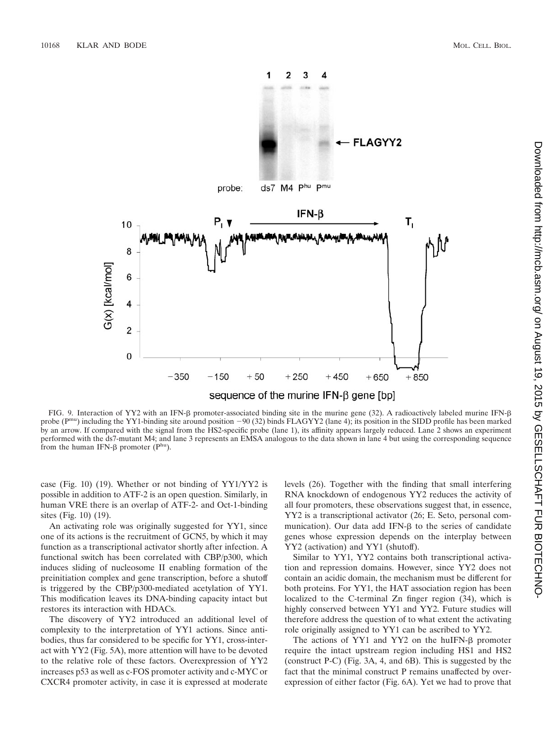FIG. 9. Interaction of YY2 with an IFN-β promoter-associated binding site in the murine gene (32). A radioactively labeled murine IFN-β probe ($P^{mu}$) including the YY1-binding site around position −90 (32) binds FLAGYY2 (lane 4); its position in the SIDD profile has been marked by an arrow. If compared with the signal from the HS2-specific probe (lane 1), its affinity appears largely reduced. Lane 2 shows an experiment performed with the ds7-mutant M4; and lane 3 represents an EMSA analogous to the data shown in lane 4 but using the corresponding sequence from the human IFN-β promoter ($P^{hu}$).

case (Fig. 10) (19). Whether or not binding of YY1/YY2 is possible in addition to ATF-2 is an open question. Similarly, in human VRE there is an overlap of ATF-2- and Oct-1-binding sites (Fig. 10) (19).

An activating role was originally suggested for YY1, since one of its actions is the recruitment of GCN5, by which it may function as a transcriptional activator shortly after infection. A functional switch has been correlated with CBP/p300, which induces sliding of nucleosome II enabling formation of the preinitiation complex and gene transcription, before a shutoff is triggered by the CBP/p300-mediated acetylation of YY1. This modification leaves its DNA-binding capacity intact but restores its interaction with HDACs.

The discovery of YY2 introduced an additional level of complexity to the interpretation of YY1 actions. Since antibodies, thus far considered to be specific for YY1, cross-interact with YY2 (Fig. 5A), more attention will have to be devoted to the relative role of these factors. Overexpression of YY2 increases p53 as well as c-FOS promoter activity and c-MYC or CXCR4 promoter activity, in case it is expressed at moderate levels (26). Together with the finding that small interfering RNA knockdown of endogenous YY2 reduces the activity of all four promoters, these observations suggest that, in essence, YY2 is a transcriptional activator (26; E. Seto, personal communication). Our data add IFN-β to the series of candidate genes whose expression depends on the interplay between YY2 (activation) and YY1 (shutoff).

Similar to YY1, YY2 contains both transcriptional activation and repression domains. However, since YY2 does not contain an acidic domain, the mechanism must be different for both proteins. For YY1, the HAT association region has been localized to the C-terminal Zn finger region (34), which is highly conserved between YY1 and YY2. Future studies will therefore address the question of to what extent the activating role originally assigned to YY1 can be ascribed to YY2.

The actions of YY1 and YY2 on the huIFN-β promoter require the intact upstream region including HS1 and HS2 (construct P-C) (Fig. 3A, 4, and 6B). This is suggested by the fact that the minimal construct P remains unaffected by overexpression of either factor (Fig. 6A). Yet we had to prove that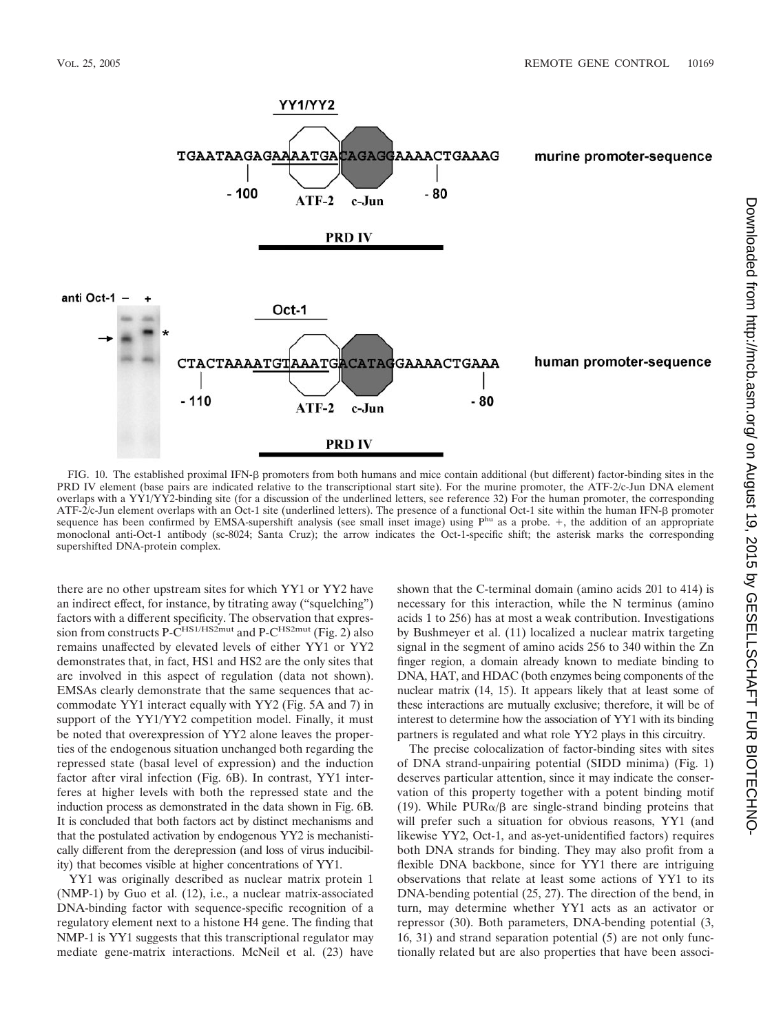FIG. 10. The established proximal IFN-β promoters from both humans and mice contain additional (but different) factor-binding sites in the PRD IV element (base pairs are indicated relative to the transcriptional start site). For the murine promoter, the ATF-2/c-Jun DNA element overlaps with a YY1/YY2-binding site (for a discussion of the underlined letters, see reference 32) For the human promoter, the corresponding ATF-2/c-Jun element overlaps with an Oct-1 site (underlined letters). The presence of a functional Oct-1 site within the human IFN-β promoter sequence has been confirmed by EMSA-supershift analysis (see small inset image) using $P^{hu}$ as a probe. +, the addition of an appropriate monoclonal anti-Oct-1 antibody (sc-8024; Santa Cruz); the arrow indicates the Oct-1-specific shift; the asterisk marks the corresponding supershifted DNA-protein complex.

there are no other upstream sites for which YY1 or YY2 have an indirect effect, for instance, by titrating away ("squelching") factors with a different specificity. The observation that expression from constructs $P\text{-}C^{HS1/HS2mut}$ and $P\text{-}C^{HS2mut}$ (Fig. 2) also remains unaffected by elevated levels of either YY1 or YY2 demonstrates that, in fact, HS1 and HS2 are the only sites that are involved in this aspect of regulation (data not shown). EMSAs clearly demonstrate that the same sequences that accommodate YY1 interact equally with YY2 (Fig. 5A and 7) in support of the YY1/YY2 competition model. Finally, it must be noted that overexpression of YY2 alone leaves the properties of the endogenous situation unchanged both regarding the repressed state (basal level of expression) and the induction factor after viral infection (Fig. 6B). In contrast, YY1 interferes at higher levels with both the repressed state and the induction process as demonstrated in the data shown in Fig. 6B. It is concluded that both factors act by distinct mechanisms and that the postulated activation by endogenous YY2 is mechanistically different from the derepression (and loss of virus inducibility) that becomes visible at higher concentrations of YY1.

YY1 was originally described as nuclear matrix protein 1 (NMP-1) by Guo et al. (12), i.e., a nuclear matrix-associated DNA-binding factor with sequence-specific recognition of a regulatory element next to a histone H4 gene. The finding that NMP-1 is YY1 suggests that this transcriptional regulator may mediate gene-matrix interactions. McNeil et al. (23) have shown that the C-terminal domain (amino acids 201 to 414) is necessary for this interaction, while the N terminus (amino acids 1 to 256) has at most a weak contribution. Investigations by Bushmeyer et al. (11) localized a nuclear matrix targeting signal in the segment of amino acids 256 to 340 within the Zn finger region, a domain already known to mediate binding to DNA, HAT, and HDAC (both enzymes being components of the nuclear matrix (14, 15). It appears likely that at least some of these interactions are mutually exclusive; therefore, it will be of interest to determine how the association of YY1 with its binding partners is regulated and what role YY2 plays in this circuitry.

The precise colocalization of factor-binding sites with sites of DNA strand-unpairing potential (SIDD minima) (Fig. 1) deserves particular attention, since it may indicate the conservation of this property together with a potent binding motif (19). While PURα/β are single-strand binding proteins that will prefer such a situation for obvious reasons, YY1 (and likewise YY2, Oct-1, and as-yet-unidentified factors) requires both DNA strands for binding. They may also profit from a flexible DNA backbone, since for YY1 there are intriguing observations that relate at least some actions of YY1 to its DNA-bending potential (25, 27). The direction of the bend, in turn, may determine whether YY1 acts as an activator or repressor (30). Both parameters, DNA-bending potential (3, 16, 31) and strand separation potential (5) are not only functionally related but are also properties that have been associ-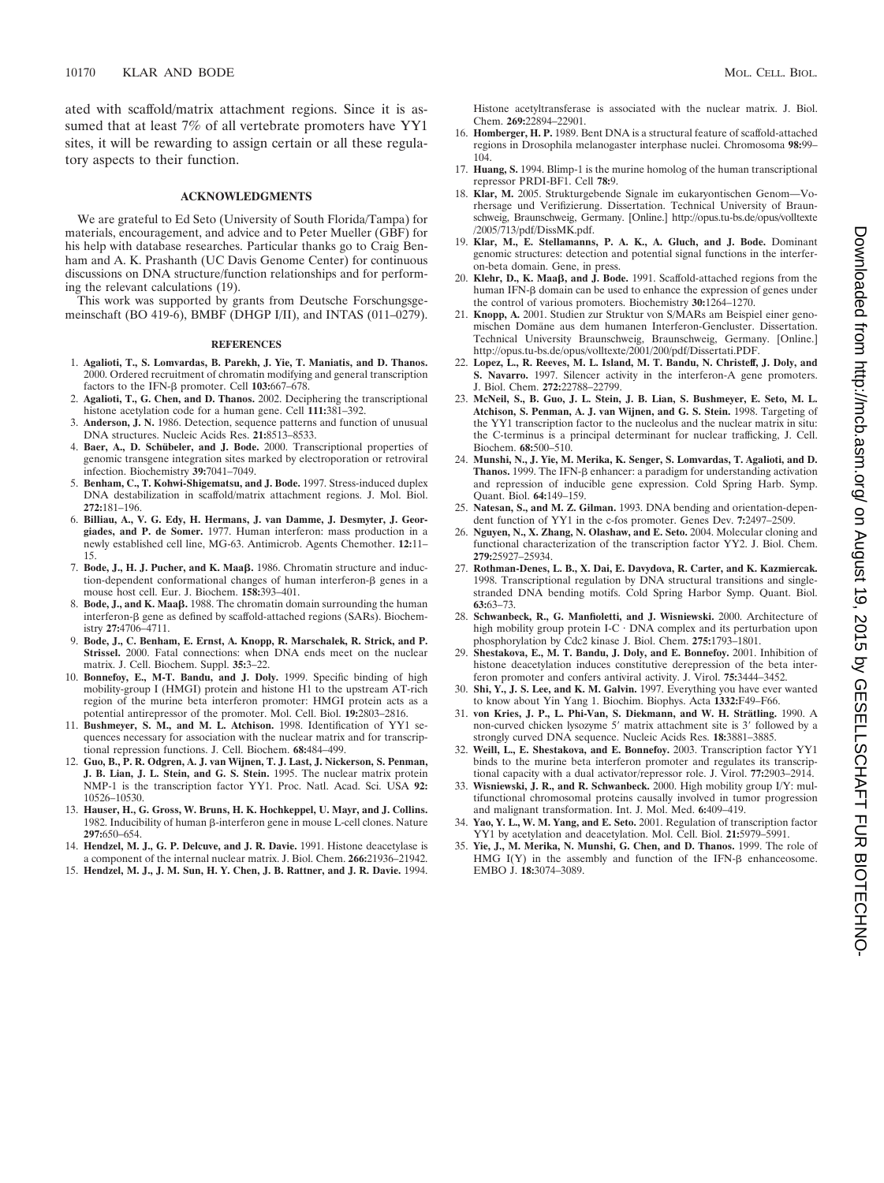ated with scaffold/matrix attachment regions. Since it is assumed that at least 7% of all vertebrate promoters have YY1 sites, it will be rewarding to assign certain or all these regulatory aspects to their function.

## ACKNOWLEDGMENTS

We are grateful to Ed Seto (University of South Florida/Tampa) for materials, encouragement, and advice and to Peter Mueller (GBF) for his help with database researches. Particular thanks go to Craig Benham and A. K. Prashanth (UC Davis Genome Center) for continuous discussions on DNA structure/function relationships and for performing the relevant calculations (19).

This work was supported by grants from Deutsche Forschungsgemeinschaft (BO 419-6), BMBF (DHGP I/II), and INTAS (011–0279).

## REFERENCES

1. **Agalioti, T., S. Lomvardas, B. Parekh, J. Yie, T. Maniatis, and D. Thanos.** 2000. Ordered recruitment of chromatin modifying and general transcription factors to the IFN-β promoter. Cell **103:**667–678.
2. **Agalioti, T., G. Chen, and D. Thanos.** 2002. Deciphering the transcriptional histone acetylation code for a human gene. Cell **111:**381–392.
3. **Anderson, J. N.** 1986. Detection, sequence patterns and function of unusual DNA structures. Nucleic Acids Res. **21:**8513–8533.
4. **Baer, A., D. Schübeler, and J. Bode.** 2000. Transcriptional properties of genomic transgene integration sites marked by electroporation or retroviral infection. Biochemistry **39:**7041–7049.
5. **Benham, C., T. Kohwi-Shigematsu, and J. Bode.** 1997. Stress-induced duplex DNA destabilization in scaffold/matrix attachment regions. J. Mol. Biol. **272:**181–196.
6. **Billiau, A., V. G. Edy, H. Hermans, J. van Damme, J. Desmyter, J. Georgiades, and P. de Somer.** 1977. Human interferon: mass production in a newly established cell line, MG-63. Antimicrob. Agents Chemother. **12:**11–15.
7. **Bode, J., H. J. Pucher, and K. Maaβ.** 1986. Chromatin structure and induction-dependent conformational changes of human interferon-β genes in a mouse host cell. Eur. J. Biochem. **158:**393–401.
8. **Bode, J., and K. Maaβ.** 1988. The chromatin domain surrounding the human interferon-β gene as defined by scaffold-attached regions (SARs). Biochemistry **27:**4706–4711.
9. **Bode, J., C. Benham, E. Ernst, A. Knopp, R. Marschalek, R. Strick, and P. Strissel.** 2000. Fatal connections: when DNA ends meet on the nuclear matrix. J. Cell. Biochem. Suppl. **35:**3–22.
10. **Bonnefoy, E., M-T. Bandu, and J. Doly.** 1999. Specific binding of high mobility-group I (HMGI) protein and histone H1 to the upstream AT-rich region of the murine beta interferon promoter: HMGI protein acts as a potential antirepressor of the promoter. Mol. Cell. Biol. **19:**2803–2816.
11. **Bushmeyer, S. M., and M. L. Atchison.** 1998. Identification of YY1 sequences necessary for association with the nuclear matrix and for transcriptional repression functions. J. Cell. Biochem. **68:**484–499.
12. **Guo, B., P. R. Odgren, A. J. van Wijnen, T. J. Last, J. Nickerson, S. Penman, J. B. Lian, J. L. Stein, and G. S. Stein.** 1995. The nuclear matrix protein NMP-1 is the transcription factor YY1. Proc. Natl. Acad. Sci. USA **92:**10526–10530.
13. **Hauser, H., G. Gross, W. Bruns, H. K. Hochkeppel, U. Mayr, and J. Collins.** 1982. Inducibility of human β-interferon gene in mouse L-cell clones. Nature **297:**650–654.
14. **Hendzel, M. J., G. P. Delcuve, and J. R. Davie.** 1991. Histone deacetylase is a component of the internal nuclear matrix. J. Biol. Chem. **266:**21936–21942.
15. **Hendzel, M. J., J. M. Sun, H. Y. Chen, J. B. Rattner, and J. R. Davie.** 1994. Histone acetyltransferase is associated with the nuclear matrix. J. Biol. Chem. **269:**22894–22901.
16. **Homberger, H. P.** 1989. Bent DNA is a structural feature of scaffold-attached regions in Drosophila melanogaster interphase nuclei. Chromosoma **98:**99–104.
17. **Huang, S.** 1994. Blimp-1 is the murine homolog of the human transcriptional repressor PRDI-BF1. Cell **78:**9.
18. **Klar, M.** 2005. Strukturgebende Signale im eukaryontischen Genom—Vorhersage und Verifizierung. Dissertation. Technical University of Braunschweig, Braunschweig, Germany. [Online.] http://opus.tu-bs.de/opus/volltexte/2005/713/pdf/DissMK.pdf.
19. **Klar, M., E. Stellamanns, P. A. K., A. Gluch, and J. Bode.** Dominant genomic structures: detection and potential signal functions in the interferon-beta domain. Gene, in press.
20. **Klehr, D., K. Maaβ, and J. Bode.** 1991. Scaffold-attached regions from the human IFN-β domain can be used to enhance the expression of genes under the control of various promoters. Biochemistry **30:**1264–1270.
21. **Knopp, A.** 2001. Studien zur Struktur von S/MARs am Beispiel einer genomischen Domäne aus dem humanen Interferon-Gencluster. Dissertation. Technical University Braunschweig, Braunschweig, Germany. [Online.] http://opus.tu-bs.de/opus/volltexte/2001/200/pdf/Dissertati.PDF.
22. **Lopez, L., R. Reeves, M. L. Island, M. T. Bandu, N. Christeff, J. Doly, and S. Navarro.** 1997. Silencer activity in the interferon-A gene promoters. J. Biol. Chem. **272:**22788–22799.
23. **McNeil, S., B. Guo, J. L. Stein, J. B. Lian, S. Bushmeyer, E. Seto, M. L. Atchison, S. Penman, A. J. van Wijnen, and G. S. Stein.** 1998. Targeting of the YY1 transcription factor to the nucleolus and the nuclear matrix in situ: the C-terminus is a principal determinant for nuclear trafficking. J. Cell. Biochem. **68:**500–510.
24. **Munshi, N., J. Yie, M. Merika, K. Senger, S. Lomvardas, T. Agalioti, and D. Thanos.** 1999. The IFN-β enhancer: a paradigm for understanding activation and repression of inducible gene expression. Cold Spring Harb. Symp. Quant. Biol. **64:**149–159.
25. **Natesan, S., and M. Z. Gilman.** 1993. DNA bending and orientation-dependent function of YY1 in the c-fos promoter. Genes Dev. **7:**2497–2509.
26. **Nguyen, N., X. Zhang, N. Olashaw, and E. Seto.** 2004. Molecular cloning and functional characterization of the transcription factor YY2. J. Biol. Chem. **279:**25927–25934.
27. **Rothman-Denes, L. B., X. Dai, E. Davydova, R. Carter, and K. Kazmiercak.** 1998. Transcriptional regulation by DNA structural transitions and single-stranded DNA bending motifs. Cold Spring Harbor Symp. Quant. Biol. **63:**63–73.
28. **Schwanbeck, R., G. Manfioletti, and J. Wisniewski.** 2000. Architecture of high mobility group protein I-C · DNA complex and its perturbation upon phosphorylation by Cdc2 kinase J. Biol. Chem. **275:**1793–1801.
29. **Shestakova, E., M. T. Bandu, J. Doly, and E. Bonnefoy.** 2001. Inhibition of histone deacetylation induces constitutive derepression of the beta interferon promoter and confers antiviral activity. J. Virol. **75:**3444–3452.
30. **Shi, Y., J. S. Lee, and K. M. Galvin.** 1997. Everything you have ever wanted to know about Yin Yang 1. Biochim. Biophys. Acta **1332:**F49–F66.
31. **von Kries, J. P., L. Phi-Van, S. Diekmann, and W. H. Strätling.** 1990. A non-curved chicken lysozyme 5′ matrix attachment site is 3′ followed by a strongly curved DNA sequence. Nucleic Acids Res. **18:**3881–3885.
32. **Weill, L., E. Shestakova, and E. Bonnefoy.** 2003. Transcription factor YY1 binds to the murine beta interferon promoter and regulates its transcriptional capacity with a dual activator/repressor role. J. Virol. **77:**2903–2914.
33. **Wisniewski, J. R., and R. Schwanbeck.** 2000. High mobility group I/Y: multifunctional chromosomal proteins causally involved in tumor progression and malignant transformation. Int. J. Mol. Med. **6:**409–419.
34. **Yao, Y. L., W. M. Yang, and E. Seto.** 2001. Regulation of transcription factor YY1 by acetylation and deacetylation. Mol. Cell. Biol. **21:**5979–5991.
35. **Yie, J., M. Merika, N. Munshi, G. Chen, and D. Thanos.** 1999. The role of HMG I(Y) in the assembly and function of the IFN-β enhanceosome. EMBO J. **18:**3074–3089.